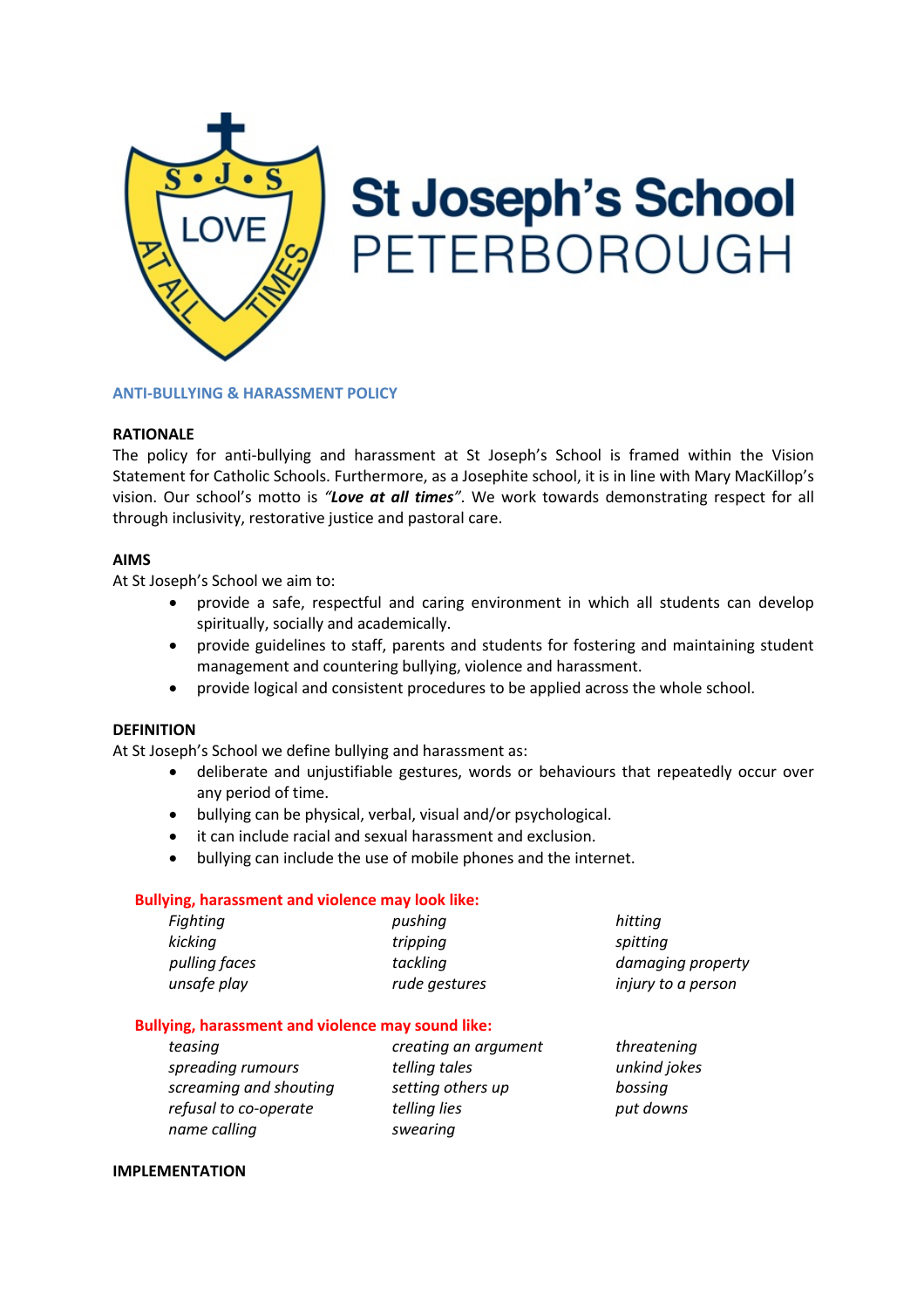St Joseph's School
PETERBOROUGH

## ANTI-BULLYING & HARASSMENT POLICY

### RATIONALE

The policy for anti-bullying and harassment at St Joseph's School is framed within the Vision Statement for Catholic Schools. Furthermore, as a Josephite school, it is in line with Mary MacKillop's vision. Our school's motto is *"**Love at all times**"*. We work towards demonstrating respect for all through inclusivity, restorative justice and pastoral care.

### AIMS

At St Joseph's School we aim to:

- provide a safe, respectful and caring environment in which all students can develop spiritually, socially and academically.
- provide guidelines to staff, parents and students for fostering and maintaining student management and countering bullying, violence and harassment.
- provide logical and consistent procedures to be applied across the whole school.

### DEFINITION

At St Joseph's School we define bullying and harassment as:

- deliberate and unjustifiable gestures, words or behaviours that repeatedly occur over any period of time.
- bullying can be physical, verbal, visual and/or psychological.
- it can include racial and sexual harassment and exclusion.
- bullying can include the use of mobile phones and the internet.

**Bullying, harassment and violence may look like:**

| | | |
|---|---|---|
| *Fighting* | *pushing* | *hitting* |
| *kicking* | *tripping* | *spitting* |
| *pulling faces* | *tackling* | *damaging property* |
| *unsafe play* | *rude gestures* | *injury to a person* |

**Bullying, harassment and violence may sound like:**

| | | |
|---|---|---|
| *teasing* | *creating an argument* | *threatening* |
| *spreading rumours* | *telling tales* | *unkind jokes* |
| *screaming and shouting* | *setting others up* | *bossing* |
| *refusal to co-operate* | *telling lies* | *put downs* |
| *name calling* | *swearing* | |

### IMPLEMENTATION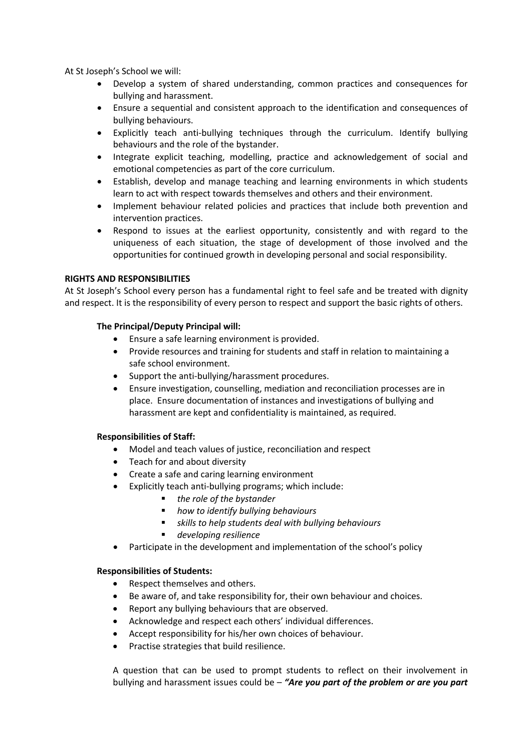At St Joseph's School we will:

- Develop a system of shared understanding, common practices and consequences for bullying and harassment.
- Ensure a sequential and consistent approach to the identification and consequences of bullying behaviours.
- Explicitly teach anti-bullying techniques through the curriculum. Identify bullying behaviours and the role of the bystander.
- Integrate explicit teaching, modelling, practice and acknowledgement of social and emotional competencies as part of the core curriculum.
- Establish, develop and manage teaching and learning environments in which students learn to act with respect towards themselves and others and their environment.
- Implement behaviour related policies and practices that include both prevention and intervention practices.
- Respond to issues at the earliest opportunity, consistently and with regard to the uniqueness of each situation, the stage of development of those involved and the opportunities for continued growth in developing personal and social responsibility.

**RIGHTS AND RESPONSIBILITIES**

At St Joseph's School every person has a fundamental right to feel safe and be treated with dignity and respect. It is the responsibility of every person to respect and support the basic rights of others.

**The Principal/Deputy Principal will:**

- Ensure a safe learning environment is provided.
- Provide resources and training for students and staff in relation to maintaining a safe school environment.
- Support the anti-bullying/harassment procedures.
- Ensure investigation, counselling, mediation and reconciliation processes are in place. Ensure documentation of instances and investigations of bullying and harassment are kept and confidentiality is maintained, as required.

**Responsibilities of Staff:**

- Model and teach values of justice, reconciliation and respect
- Teach for and about diversity
- Create a safe and caring learning environment
- Explicitly teach anti-bullying programs; which include:
  - *the role of the bystander*
  - *how to identify bullying behaviours*
  - *skills to help students deal with bullying behaviours*
  - *developing resilience*
- Participate in the development and implementation of the school's policy

**Responsibilities of Students:**

- Respect themselves and others.
- Be aware of, and take responsibility for, their own behaviour and choices.
- Report any bullying behaviours that are observed.
- Acknowledge and respect each others' individual differences.
- Accept responsibility for his/her own choices of behaviour.
- Practise strategies that build resilience.

A question that can be used to prompt students to reflect on their involvement in bullying and harassment issues could be – ***"Are you part of the problem or are you part***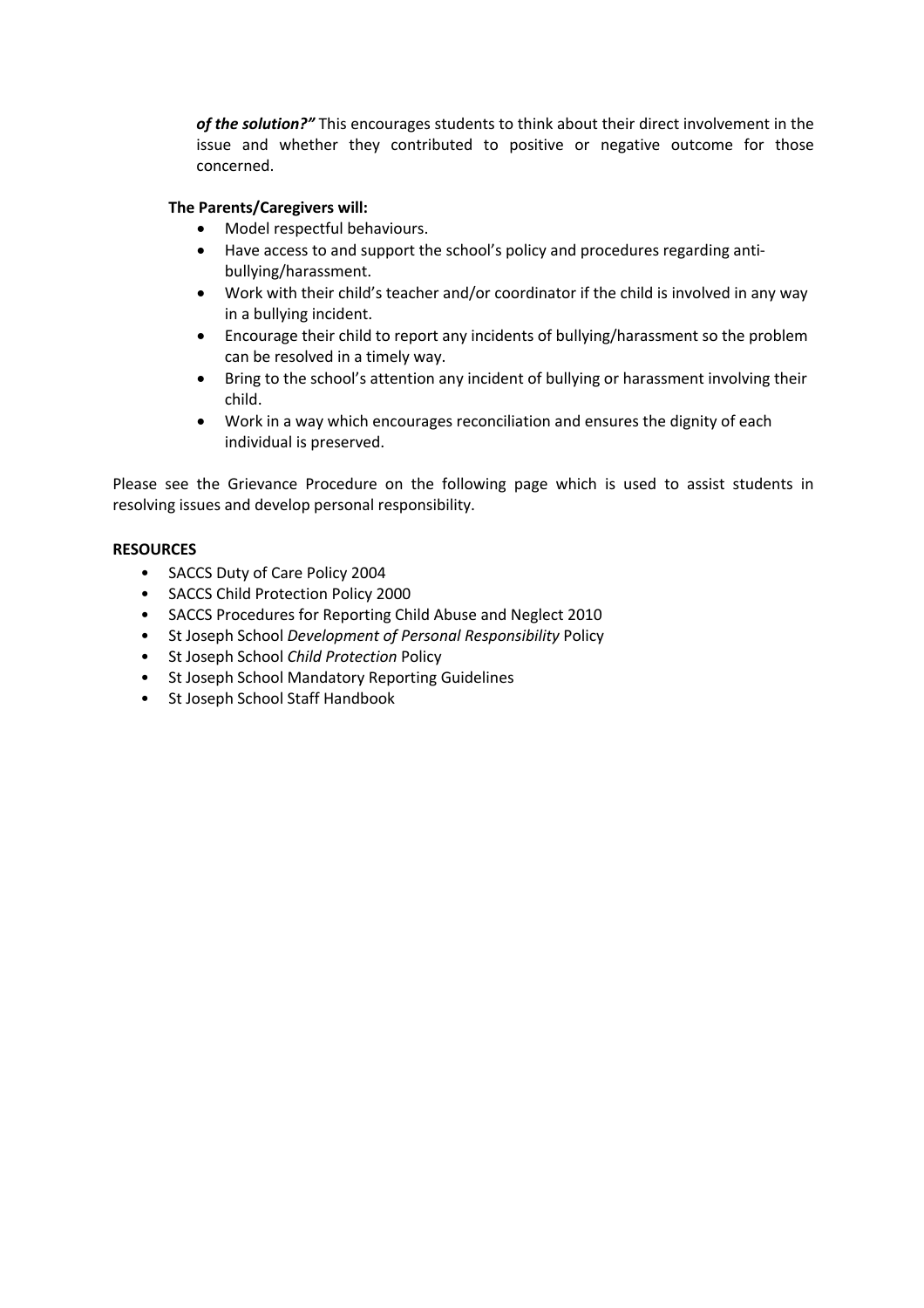***of the solution?"*** This encourages students to think about their direct involvement in the issue and whether they contributed to positive or negative outcome for those concerned.

**The Parents/Caregivers will:**

- Model respectful behaviours.
- Have access to and support the school's policy and procedures regarding anti-bullying/harassment.
- Work with their child's teacher and/or coordinator if the child is involved in any way in a bullying incident.
- Encourage their child to report any incidents of bullying/harassment so the problem can be resolved in a timely way.
- Bring to the school's attention any incident of bullying or harassment involving their child.
- Work in a way which encourages reconciliation and ensures the dignity of each individual is preserved.

Please see the Grievance Procedure on the following page which is used to assist students in resolving issues and develop personal responsibility.

**RESOURCES**

- SACCS Duty of Care Policy 2004
- SACCS Child Protection Policy 2000
- SACCS Procedures for Reporting Child Abuse and Neglect 2010
- St Joseph School *Development of Personal Responsibility* Policy
- St Joseph School *Child Protection* Policy
- St Joseph School Mandatory Reporting Guidelines
- St Joseph School Staff Handbook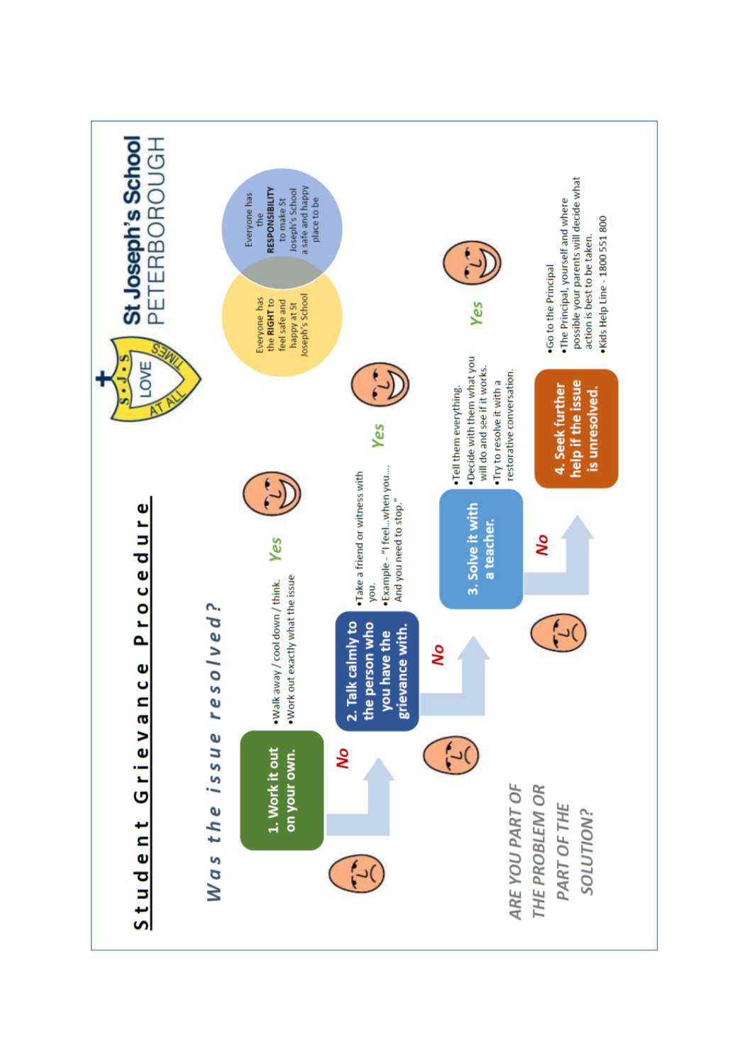# Student Grievance Procedure

St Joseph's School
PETERBOROUGH

S·J·S LOVE AT ALL TIMES

Everyone has the **RIGHT** to feel safe and happy at St Joseph's School

Everyone has the **RESPONSIBILITY** to make St Joseph's School a safe and happy place to be

## Was the issue resolved?

**1. Work it out on your own.**

- Walk away / cool down / think.
- Work out exactly what the issue

Yes

No

**2. Talk calmly to the person who you have the grievance with.**

- Take a friend or witness with you.
- Example - "I feel…when you…. And you need to stop."

Yes

No

**3. Solve it with a teacher.**

- Tell them everything.
- Decide with them what you will do and see if it works.
- Try to resolve it with a restorative conversation.

Yes

No

**4. Seek further help if the issue is unresolved.**

- Go to the Principal
- The Principal, yourself and where possible your parents will decide what action is best to be taken.
- Kids Help Line - 1800 551 800

*ARE YOU PART OF THE PROBLEM OR PART OF THE SOLUTION?*